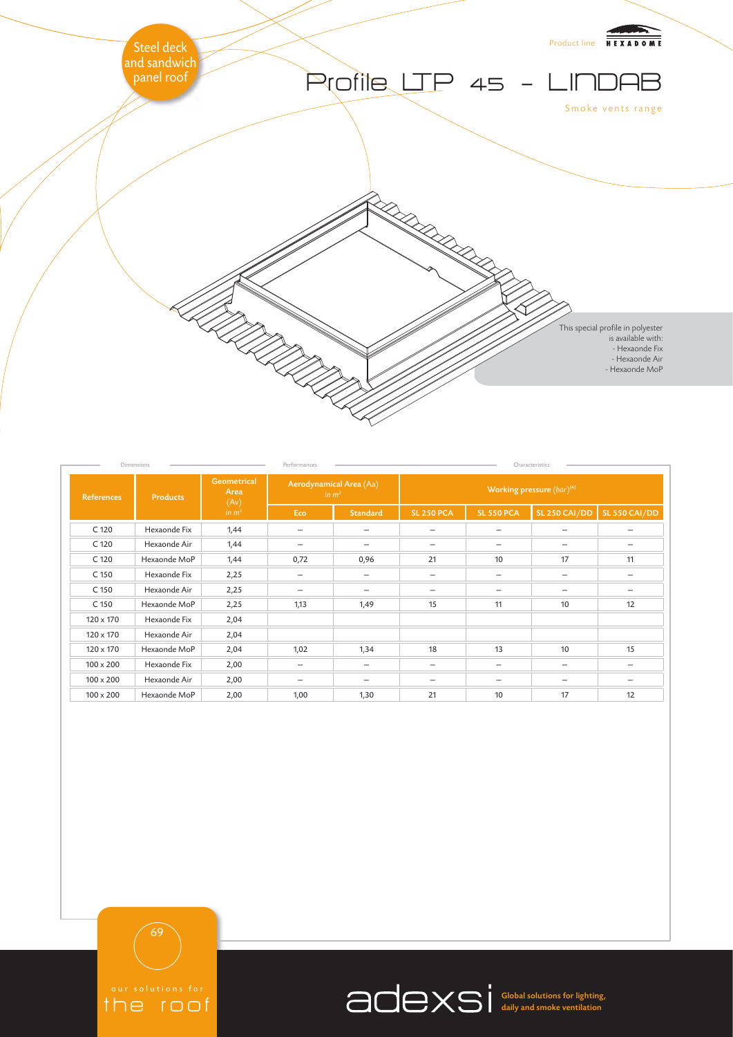Steel deck and sandwich panel roof

Product line HEXADOME

# Profile LTP 45 - LINDAB

Smoke vents range

This special profile in polyester is available with:
- Hexaonde Fix
- Hexaonde Air
- Hexaonde MoP

| Dimensions | | | Performances | | Characteristics | | | |
|---|---|---|---|---|---|---|---|---|
| References | Products | Geometrical Area (Av) in $m^2$ | Aerodynamical Area (Aa) in $m^2$ | | Working pressure (bar)[4] | | | |
| | | | Eco | Standard | SL 250 PCA | SL 550 PCA | SL 250 CAI/DD | SL 550 CAI/DD |
| C 120 | Hexaonde Fix | 1,44 | – | – | – | – | – | – |
| C 120 | Hexaonde Air | 1,44 | – | – | – | – | – | – |
| C 120 | Hexaonde MoP | 1,44 | 0,72 | 0,96 | 21 | 10 | 17 | 11 |
| C 150 | Hexaonde Fix | 2,25 | – | – | – | – | – | – |
| C 150 | Hexaonde Air | 2,25 | – | – | – | – | – | – |
| C 150 | Hexaonde MoP | 2,25 | 1,13 | 1,49 | 15 | 11 | 10 | 12 |
| 120 x 170 | Hexaonde Fix | 2,04 | | | | | | |
| 120 x 170 | Hexaonde Air | 2,04 | | | | | | |
| 120 x 170 | Hexaonde MoP | 2,04 | 1,02 | 1,34 | 18 | 13 | 10 | 15 |
| 100 x 200 | Hexaonde Fix | 2,00 | – | – | – | – | – | – |
| 100 x 200 | Hexaonde Air | 2,00 | – | – | – | – | – | – |
| 100 x 200 | Hexaonde MoP | 2,00 | 1,00 | 1,30 | 21 | 10 | 17 | 12 |

our solutions for the roof

adexsi Global solutions for lighting, daily and smoke ventilation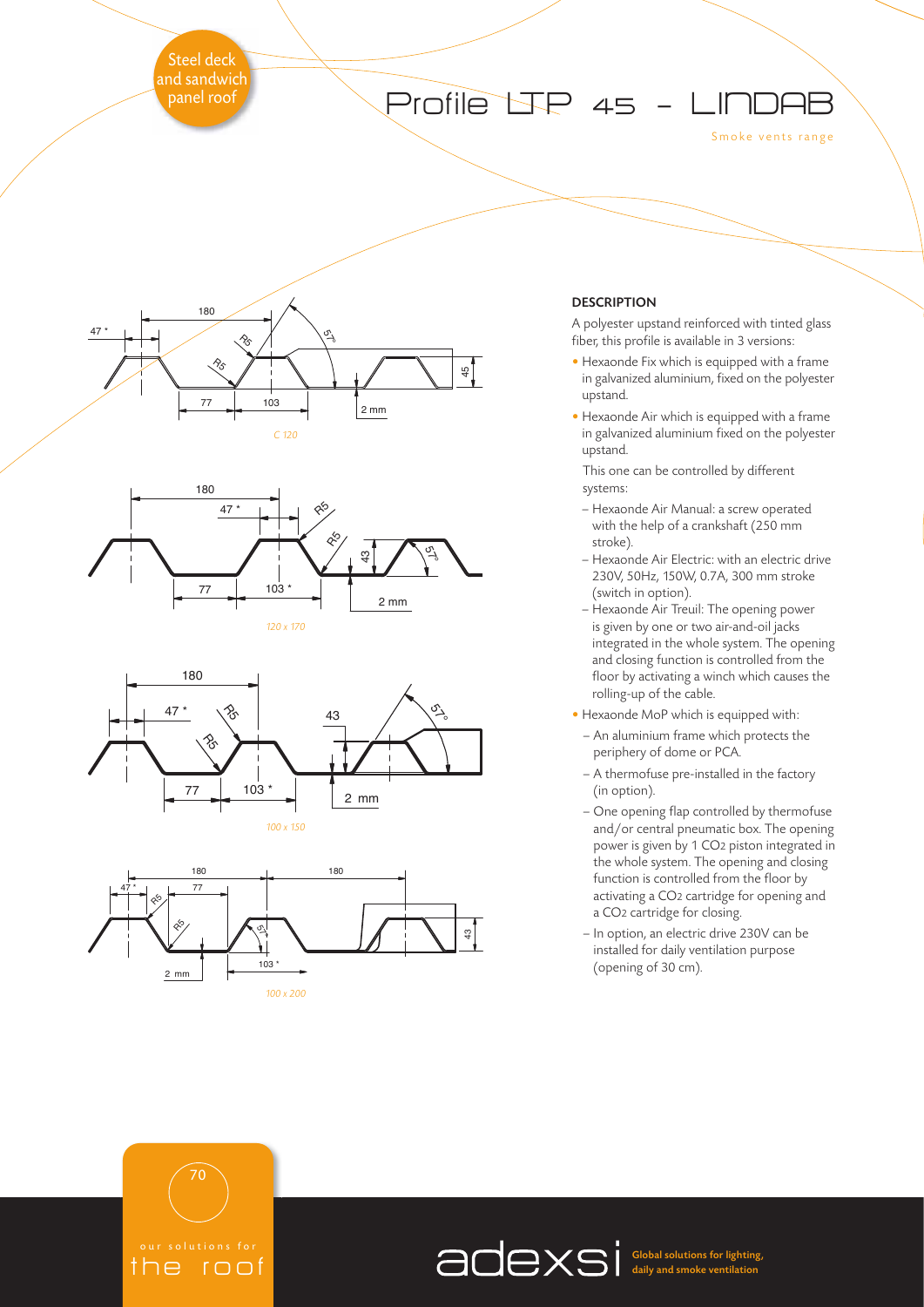Steel deck and sandwich panel roof

# Profile LTP 45 – LINDAB

Smoke vents range

180
47 *
R5
R5
57°
45
77
103
2 mm

*C 120*

180
47 *
R5
R5
43
57°
77
103 *
2 mm

*120 x 170*

180
47 *
R5
R5
43
57°
77
103 *
2 mm

*100 x 150*

180
180
47 *
77
R5
R5
57°
43
103 *
2 mm

*100 x 200*

## DESCRIPTION

A polyester upstand reinforced with tinted glass fiber, this profile is available in 3 versions:

- Hexaonde Fix which is equipped with a frame in galvanized aluminium, fixed on the polyester upstand.
- Hexaonde Air which is equipped with a frame in galvanized aluminium fixed on the polyester upstand.

  This one can be controlled by different systems:

  - Hexaonde Air Manual: a screw operated with the help of a crankshaft (250 mm stroke).
  - Hexaonde Air Electric: with an electric drive 230V, 50Hz, 150W, 0.7A, 300 mm stroke (switch in option).
  - Hexaonde Air Treuil: The opening power is given by one or two air-and-oil jacks integrated in the whole system. The opening and closing function is controlled from the floor by activating a winch which causes the rolling-up of the cable.
- Hexaonde MoP which is equipped with:
  - An aluminium frame which protects the periphery of dome or PCA.
  - A thermofuse pre-installed in the factory (in option).
  - One opening flap controlled by thermofuse and/or central pneumatic box. The opening power is given by 1 $CO_2$ piston integrated in the whole system. The opening and closing function is controlled from the floor by activating a $CO_2$ cartridge for opening and a $CO_2$ cartridge for closing.
  - In option, an electric drive 230V can be installed for daily ventilation purpose (opening of 30 cm).